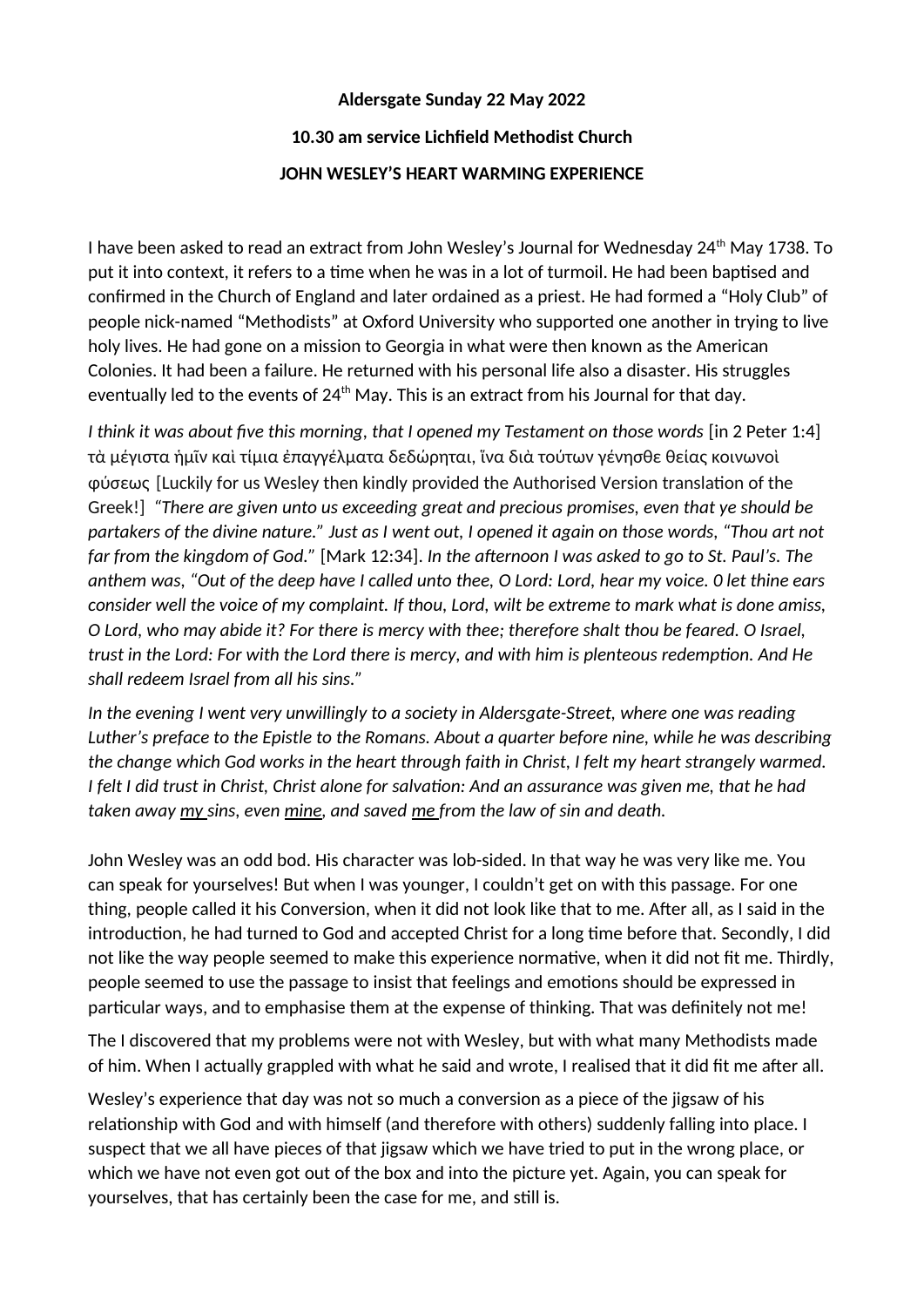**Aldersgate Sunday 22 May 2022**

**10.30 am service Lichfield Methodist Church**

**JOHN WESLEY'S HEART WARMING EXPERIENCE**

I have been asked to read an extract from John Wesley's Journal for Wednesday 24th May 1738. To put it into context, it refers to a time when he was in a lot of turmoil. He had been baptised and confirmed in the Church of England and later ordained as a priest. He had formed a "Holy Club" of people nick-named "Methodists" at Oxford University who supported one another in trying to live holy lives. He had gone on a mission to Georgia in what were then known as the American Colonies. It had been a failure. He returned with his personal life also a disaster. His struggles eventually led to the events of 24th May. This is an extract from his Journal for that day.

*I think it was about five this morning, that I opened my Testament on those words* [in 2 Peter 1:4] τὰ μέγιστα ἡμῖν καὶ τίμια ἐπαγγέλματα δεδώρηται, ἵνα διὰ τούτων γένησθε θείας κοινωνοὶ φύσεως [Luckily for us Wesley then kindly provided the Authorised Version translation of the Greek!] *"There are given unto us exceeding great and precious promises, even that ye should be partakers of the divine nature." Just as I went out, I opened it again on those words, "Thou art not far from the kingdom of God."* [Mark 12:34]. *In the afternoon I was asked to go to St. Paul's. The anthem was, "Out of the deep have I called unto thee, O Lord: Lord, hear my voice. 0 let thine ears consider well the voice of my complaint. If thou, Lord, wilt be extreme to mark what is done amiss, O Lord, who may abide it? For there is mercy with thee; therefore shalt thou be feared. O Israel, trust in the Lord: For with the Lord there is mercy, and with him is plenteous redemption. And He shall redeem Israel from all his sins."*

*In the evening I went very unwillingly to a society in Aldersgate-Street, where one was reading Luther's preface to the Epistle to the Romans. About a quarter before nine, while he was describing the change which God works in the heart through faith in Christ, I felt my heart strangely warmed. I felt I did trust in Christ, Christ alone for salvation: And an assurance was given me, that he had taken away <u>my</u> sins, even <u>mine</u>, and saved <u>me</u> from the law of sin and death.*

John Wesley was an odd bod. His character was lob-sided. In that way he was very like me. You can speak for yourselves! But when I was younger, I couldn't get on with this passage. For one thing, people called it his Conversion, when it did not look like that to me. After all, as I said in the introduction, he had turned to God and accepted Christ for a long time before that. Secondly, I did not like the way people seemed to make this experience normative, when it did not fit me. Thirdly, people seemed to use the passage to insist that feelings and emotions should be expressed in particular ways, and to emphasise them at the expense of thinking. That was definitely not me!

The I discovered that my problems were not with Wesley, but with what many Methodists made of him. When I actually grappled with what he said and wrote, I realised that it did fit me after all.

Wesley's experience that day was not so much a conversion as a piece of the jigsaw of his relationship with God and with himself (and therefore with others) suddenly falling into place. I suspect that we all have pieces of that jigsaw which we have tried to put in the wrong place, or which we have not even got out of the box and into the picture yet. Again, you can speak for yourselves, that has certainly been the case for me, and still is.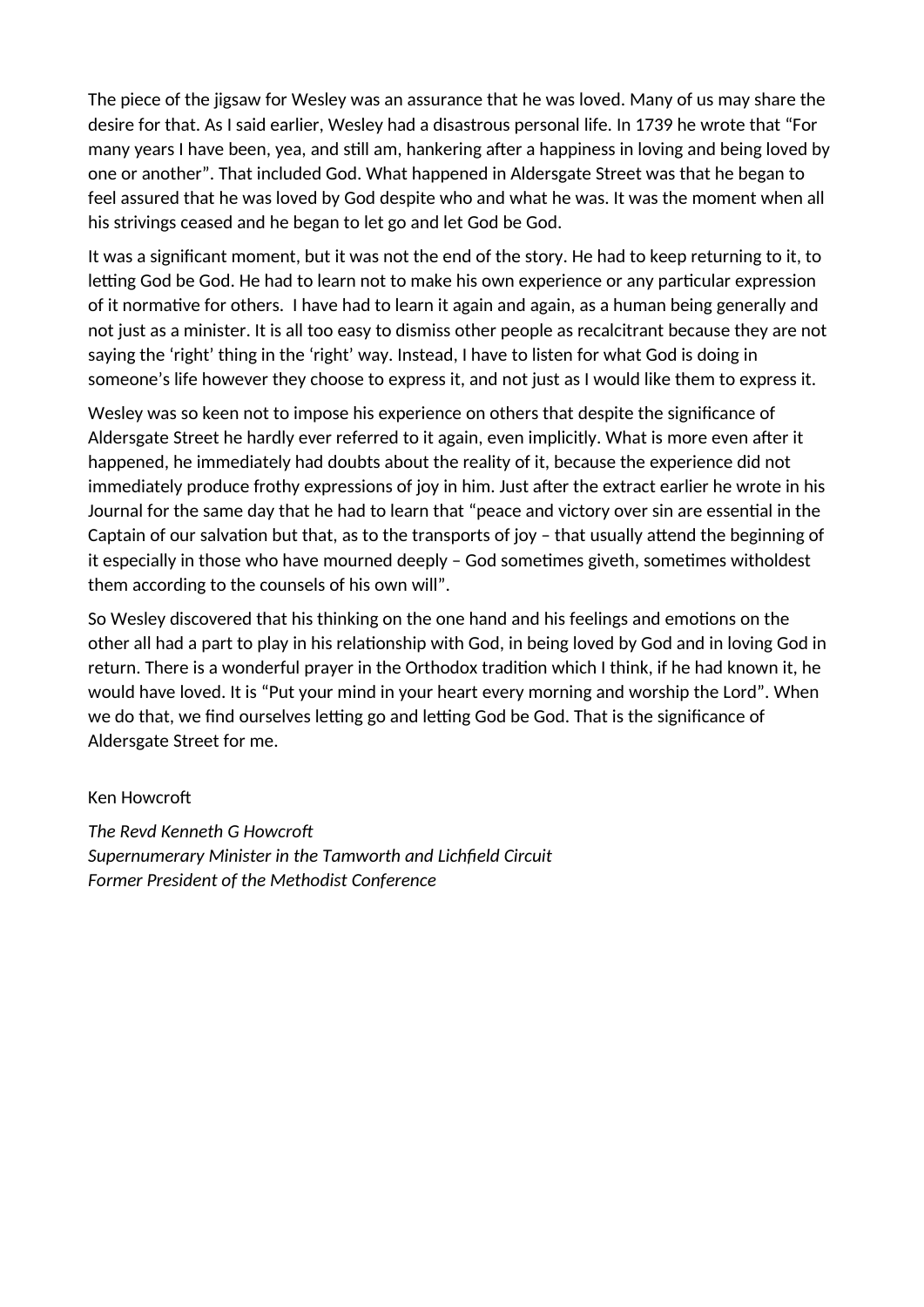The piece of the jigsaw for Wesley was an assurance that he was loved. Many of us may share the desire for that. As I said earlier, Wesley had a disastrous personal life. In 1739 he wrote that “For many years I have been, yea, and still am, hankering after a happiness in loving and being loved by one or another”. That included God. What happened in Aldersgate Street was that he began to feel assured that he was loved by God despite who and what he was. It was the moment when all his strivings ceased and he began to let go and let God be God.

It was a significant moment, but it was not the end of the story. He had to keep returning to it, to letting God be God. He had to learn not to make his own experience or any particular expression of it normative for others.  I have had to learn it again and again, as a human being generally and not just as a minister. It is all too easy to dismiss other people as recalcitrant because they are not saying the ‘right’ thing in the ‘right’ way. Instead, I have to listen for what God is doing in someone’s life however they choose to express it, and not just as I would like them to express it.

Wesley was so keen not to impose his experience on others that despite the significance of Aldersgate Street he hardly ever referred to it again, even implicitly. What is more even after it happened, he immediately had doubts about the reality of it, because the experience did not immediately produce frothy expressions of joy in him. Just after the extract earlier he wrote in his Journal for the same day that he had to learn that “peace and victory over sin are essential in the Captain of our salvation but that, as to the transports of joy – that usually attend the beginning of it especially in those who have mourned deeply – God sometimes giveth, sometimes witholdest them according to the counsels of his own will”.

So Wesley discovered that his thinking on the one hand and his feelings and emotions on the other all had a part to play in his relationship with God, in being loved by God and in loving God in return. There is a wonderful prayer in the Orthodox tradition which I think, if he had known it, he would have loved. It is “Put your mind in your heart every morning and worship the Lord”. When we do that, we find ourselves letting go and letting God be God. That is the significance of Aldersgate Street for me.

Ken Howcroft

*The Revd Kenneth G Howcroft*
*Supernumerary Minister in the Tamworth and Lichfield Circuit*
*Former President of the Methodist Conference*